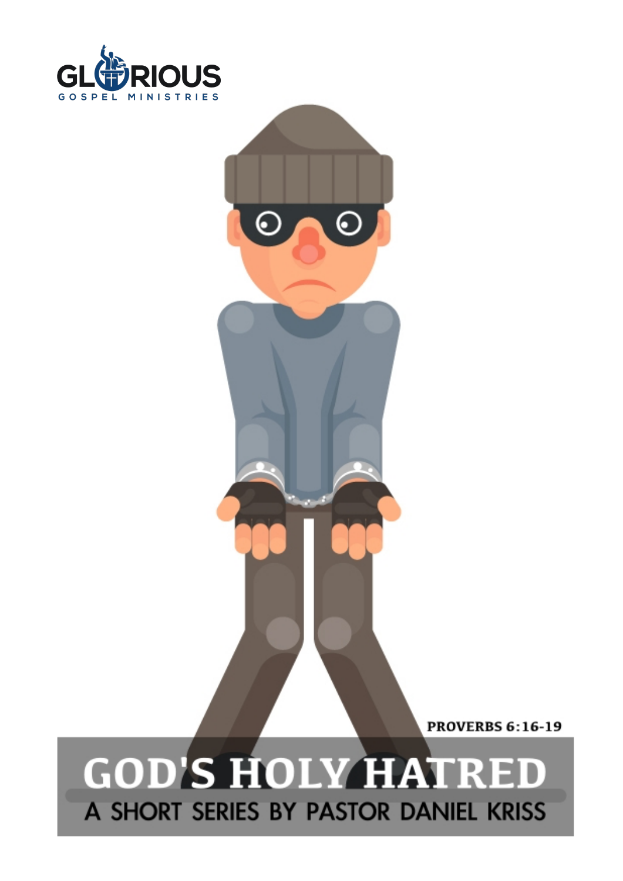GLORIOUS GOSPEL MINISTRIES

PROVERBS 6:16-19

# GOD'S HOLY HATRED

## A SHORT SERIES BY PASTOR DANIEL KRISS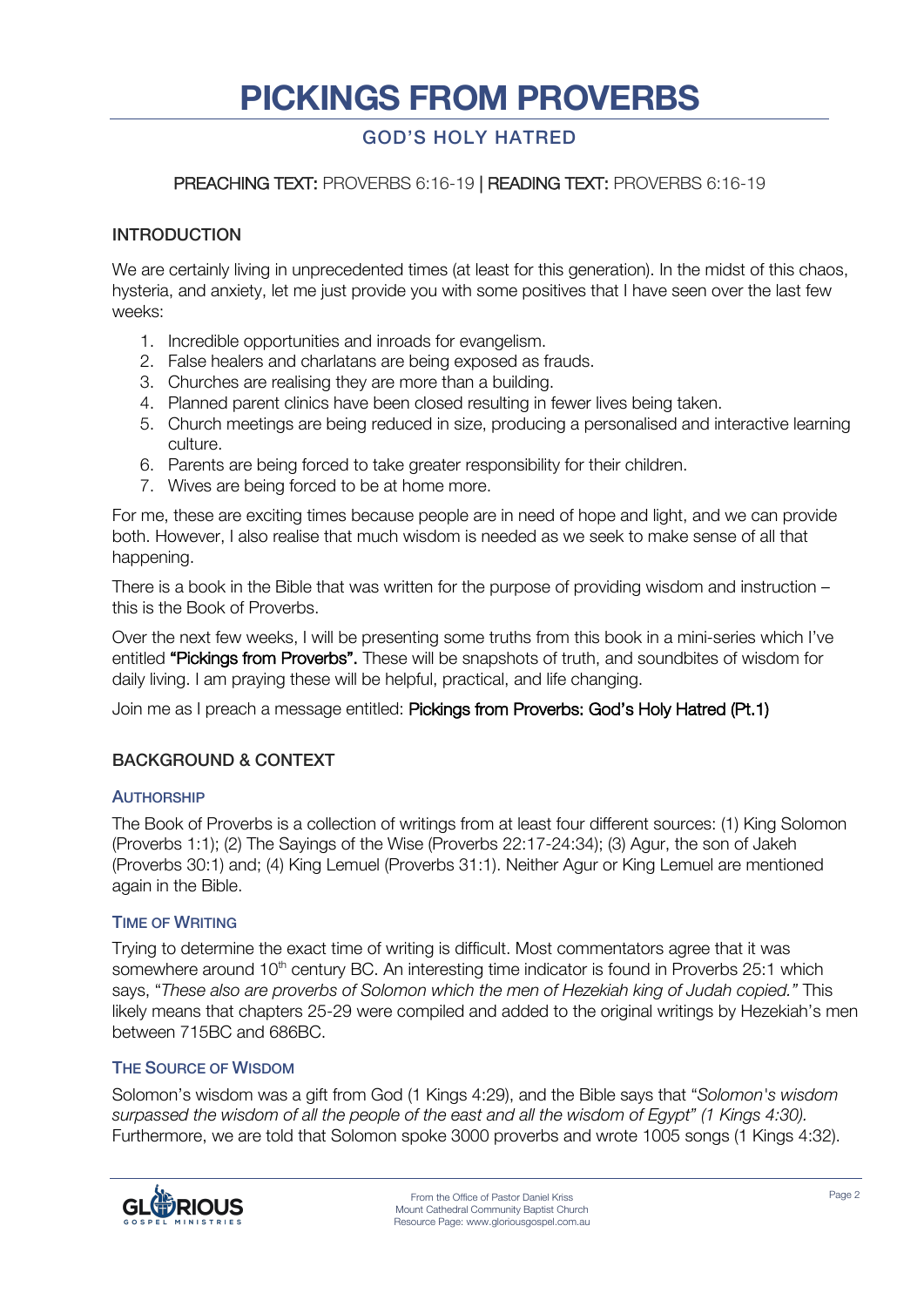# PICKINGS FROM PROVERBS

## GOD'S HOLY HATRED

**PREACHING TEXT:** PROVERBS 6:16-19 | **READING TEXT:** PROVERBS 6:16-19

### INTRODUCTION

We are certainly living in unprecedented times (at least for this generation). In the midst of this chaos, hysteria, and anxiety, let me just provide you with some positives that I have seen over the last few weeks:

1. Incredible opportunities and inroads for evangelism.
2. False healers and charlatans are being exposed as frauds.
3. Churches are realising they are more than a building.
4. Planned parent clinics have been closed resulting in fewer lives being taken.
5. Church meetings are being reduced in size, producing a personalised and interactive learning culture.
6. Parents are being forced to take greater responsibility for their children.
7. Wives are being forced to be at home more.

For me, these are exciting times because people are in need of hope and light, and we can provide both. However, I also realise that much wisdom is needed as we seek to make sense of all that happening.

There is a book in the Bible that was written for the purpose of providing wisdom and instruction – this is the Book of Proverbs.

Over the next few weeks, I will be presenting some truths from this book in a mini-series which I've entitled **"Pickings from Proverbs".** These will be snapshots of truth, and soundbites of wisdom for daily living. I am praying these will be helpful, practical, and life changing.

Join me as I preach a message entitled: **Pickings from Proverbs: God's Holy Hatred (Pt.1)**

### BACKGROUND & CONTEXT

#### AUTHORSHIP

The Book of Proverbs is a collection of writings from at least four different sources: (1) King Solomon (Proverbs 1:1); (2) The Sayings of the Wise (Proverbs 22:17-24:34); (3) Agur, the son of Jakeh (Proverbs 30:1) and; (4) King Lemuel (Proverbs 31:1). Neither Agur or King Lemuel are mentioned again in the Bible.

#### TIME OF WRITING

Trying to determine the exact time of writing is difficult. Most commentators agree that it was somewhere around 10th century BC. An interesting time indicator is found in Proverbs 25:1 which says, "*These also are proverbs of Solomon which the men of Hezekiah king of Judah copied.*" This likely means that chapters 25-29 were compiled and added to the original writings by Hezekiah's men between 715BC and 686BC.

#### THE SOURCE OF WISDOM

Solomon's wisdom was a gift from God (1 Kings 4:29), and the Bible says that "*Solomon's wisdom surpassed the wisdom of all the people of the east and all the wisdom of Egypt" (1 Kings 4:30).* Furthermore, we are told that Solomon spoke 3000 proverbs and wrote 1005 songs (1 Kings 4:32).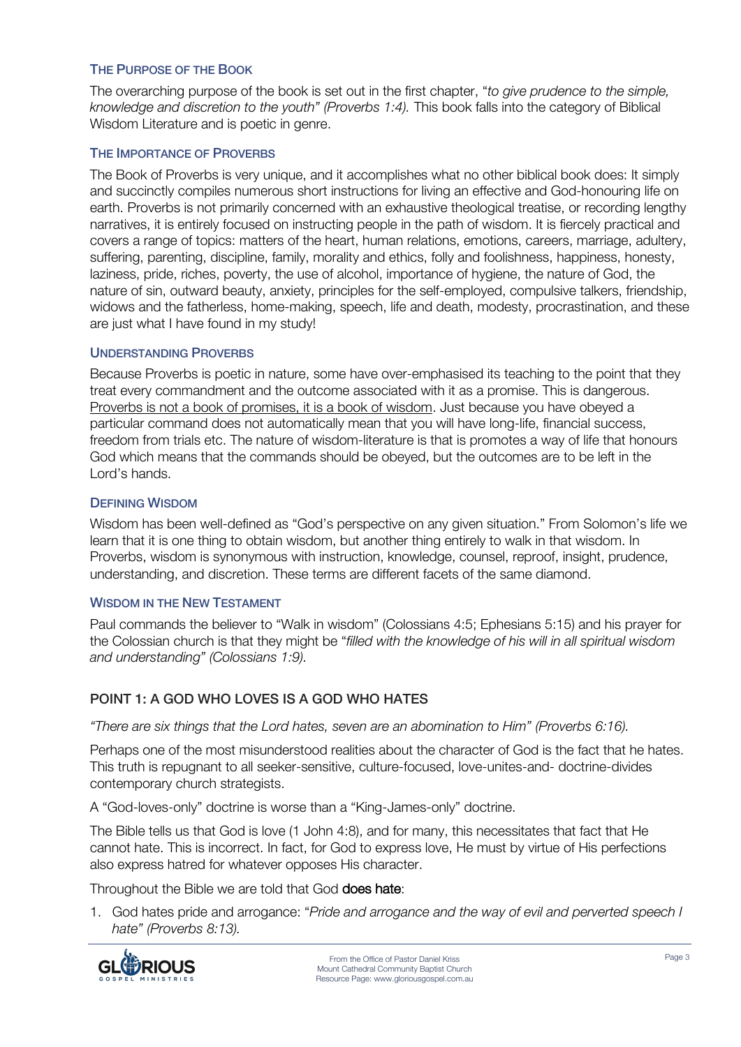### The Purpose of the Book

The overarching purpose of the book is set out in the first chapter, "*to give prudence to the simple, knowledge and discretion to the youth" (Proverbs 1:4).* This book falls into the category of Biblical Wisdom Literature and is poetic in genre.

### The Importance of Proverbs

The Book of Proverbs is very unique, and it accomplishes what no other biblical book does: It simply and succinctly compiles numerous short instructions for living an effective and God-honouring life on earth. Proverbs is not primarily concerned with an exhaustive theological treatise, or recording lengthy narratives, it is entirely focused on instructing people in the path of wisdom. It is fiercely practical and covers a range of topics: matters of the heart, human relations, emotions, careers, marriage, adultery, suffering, parenting, discipline, family, morality and ethics, folly and foolishness, happiness, honesty, laziness, pride, riches, poverty, the use of alcohol, importance of hygiene, the nature of God, the nature of sin, outward beauty, anxiety, principles for the self-employed, compulsive talkers, friendship, widows and the fatherless, home-making, speech, life and death, modesty, procrastination, and these are just what I have found in my study!

### Understanding Proverbs

Because Proverbs is poetic in nature, some have over-emphasised its teaching to the point that they treat every commandment and the outcome associated with it as a promise. This is dangerous. <u>Proverbs is not a book of promises, it is a book of wisdom</u>. Just because you have obeyed a particular command does not automatically mean that you will have long-life, financial success, freedom from trials etc. The nature of wisdom-literature is that is promotes a way of life that honours God which means that the commands should be obeyed, but the outcomes are to be left in the Lord's hands.

### Defining Wisdom

Wisdom has been well-defined as "God's perspective on any given situation." From Solomon's life we learn that it is one thing to obtain wisdom, but another thing entirely to walk in that wisdom. In Proverbs, wisdom is synonymous with instruction, knowledge, counsel, reproof, insight, prudence, understanding, and discretion. These terms are different facets of the same diamond.

### Wisdom in the New Testament

Paul commands the believer to "Walk in wisdom" (Colossians 4:5; Ephesians 5:15) and his prayer for the Colossian church is that they might be "*filled with the knowledge of his will in all spiritual wisdom and understanding" (Colossians 1:9).*

## POINT 1: A GOD WHO LOVES IS A GOD WHO HATES

*"There are six things that the Lord hates, seven are an abomination to Him" (Proverbs 6:16).*

Perhaps one of the most misunderstood realities about the character of God is the fact that he hates. This truth is repugnant to all seeker-sensitive, culture-focused, love-unites-and- doctrine-divides contemporary church strategists.

A "God-loves-only" doctrine is worse than a "King-James-only" doctrine.

The Bible tells us that God is love (1 John 4:8), and for many, this necessitates that fact that He cannot hate. This is incorrect. In fact, for God to express love, He must by virtue of His perfections also express hatred for whatever opposes His character.

Throughout the Bible we are told that God **does hate**:

1. God hates pride and arrogance: "*Pride and arrogance and the way of evil and perverted speech I hate" (Proverbs 8:13).*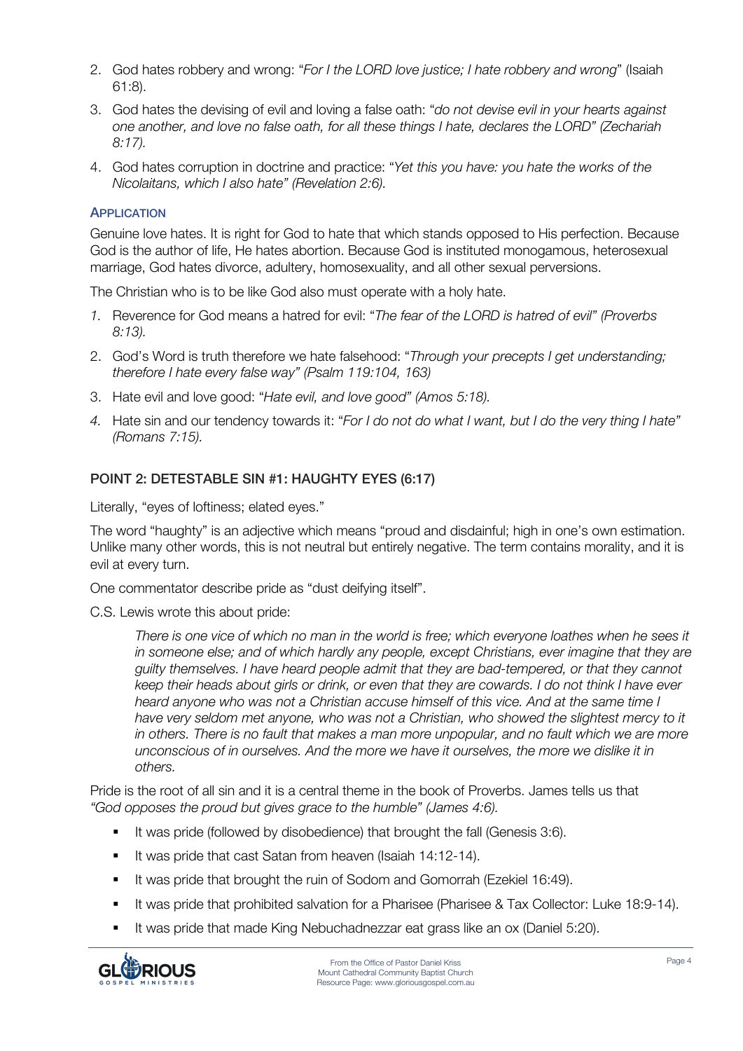2. God hates robbery and wrong: "*For I the LORD love justice; I hate robbery and wrong*" (Isaiah 61:8).
3. God hates the devising of evil and loving a false oath: "*do not devise evil in your hearts against one another, and love no false oath, for all these things I hate, declares the LORD" (Zechariah 8:17).*
4. God hates corruption in doctrine and practice: "*Yet this you have: you hate the works of the Nicolaitans, which I also hate" (Revelation 2:6).*

### Application

Genuine love hates. It is right for God to hate that which stands opposed to His perfection. Because God is the author of life, He hates abortion. Because God is instituted monogamous, heterosexual marriage, God hates divorce, adultery, homosexuality, and all other sexual perversions.

The Christian who is to be like God also must operate with a holy hate.

1. Reverence for God means a hatred for evil: "*The fear of the LORD is hatred of evil" (Proverbs 8:13).*
2. God's Word is truth therefore we hate falsehood: "*Through your precepts I get understanding; therefore I hate every false way" (Psalm 119:104, 163)*
3. Hate evil and love good: "*Hate evil, and love good" (Amos 5:18).*
4. Hate sin and our tendency towards it: "*For I do not do what I want, but I do the very thing I hate" (Romans 7:15).*

## POINT 2: DETESTABLE SIN #1: HAUGHTY EYES (6:17)

Literally, "eyes of loftiness; elated eyes."

The word "haughty" is an adjective which means "proud and disdainful; high in one's own estimation. Unlike many other words, this is not neutral but entirely negative. The term contains morality, and it is evil at every turn.

One commentator describe pride as "dust deifying itself".

C.S. Lewis wrote this about pride:

> *There is one vice of which no man in the world is free; which everyone loathes when he sees it in someone else; and of which hardly any people, except Christians, ever imagine that they are guilty themselves. I have heard people admit that they are bad-tempered, or that they cannot keep their heads about girls or drink, or even that they are cowards. I do not think I have ever heard anyone who was not a Christian accuse himself of this vice. And at the same time I have very seldom met anyone, who was not a Christian, who showed the slightest mercy to it in others. There is no fault that makes a man more unpopular, and no fault which we are more unconscious of in ourselves. And the more we have it ourselves, the more we dislike it in others.*

Pride is the root of all sin and it is a central theme in the book of Proverbs. James tells us that *"God opposes the proud but gives grace to the humble" (James 4:6).*

- It was pride (followed by disobedience) that brought the fall (Genesis 3:6).
- It was pride that cast Satan from heaven (Isaiah 14:12-14).
- It was pride that brought the ruin of Sodom and Gomorrah (Ezekiel 16:49).
- It was pride that prohibited salvation for a Pharisee (Pharisee & Tax Collector: Luke 18:9-14).
- It was pride that made King Nebuchadnezzar eat grass like an ox (Daniel 5:20).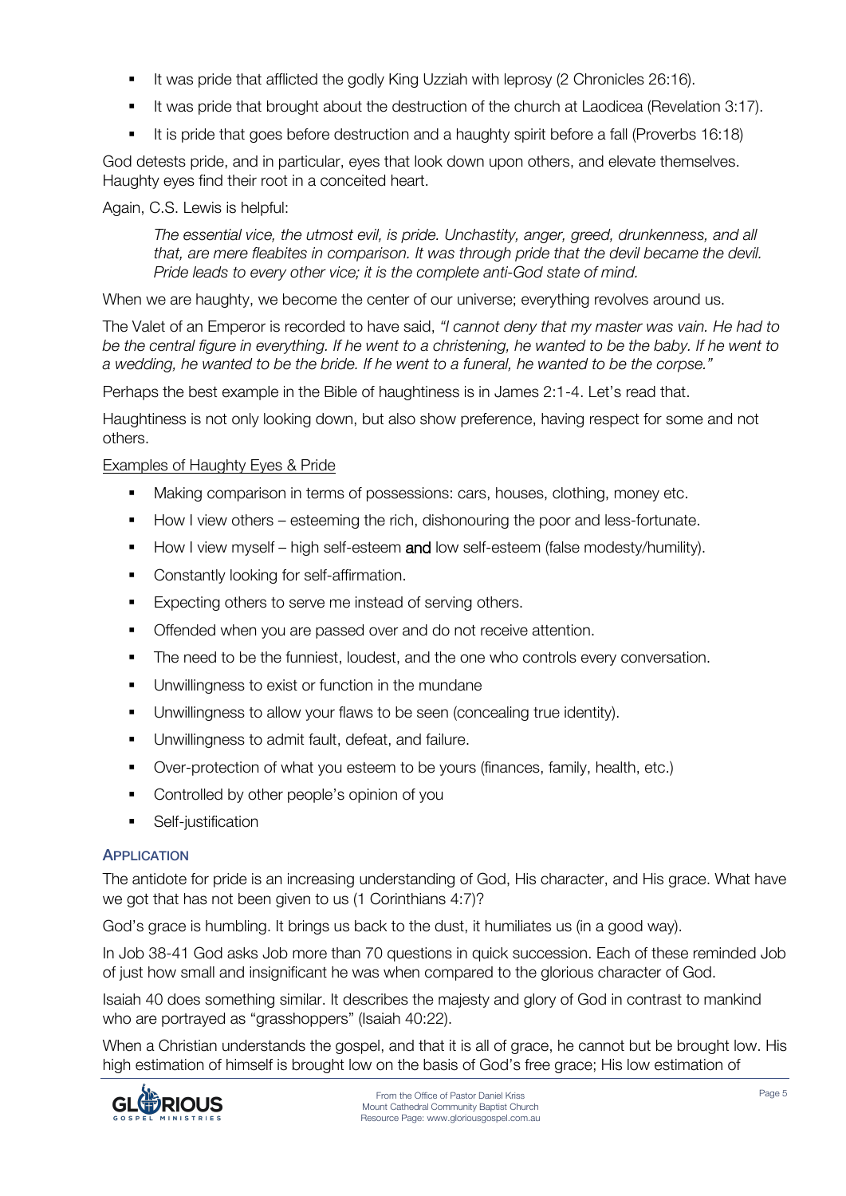- It was pride that afflicted the godly King Uzziah with leprosy (2 Chronicles 26:16).
- It was pride that brought about the destruction of the church at Laodicea (Revelation 3:17).
- It is pride that goes before destruction and a haughty spirit before a fall (Proverbs 16:18)

God detests pride, and in particular, eyes that look down upon others, and elevate themselves. Haughty eyes find their root in a conceited heart.

Again, C.S. Lewis is helpful:

> *The essential vice, the utmost evil, is pride. Unchastity, anger, greed, drunkenness, and all that, are mere fleabites in comparison. It was through pride that the devil became the devil. Pride leads to every other vice; it is the complete anti-God state of mind.*

When we are haughty, we become the center of our universe; everything revolves around us.

The Valet of an Emperor is recorded to have said, *"I cannot deny that my master was vain. He had to be the central figure in everything. If he went to a christening, he wanted to be the baby. If he went to a wedding, he wanted to be the bride. If he went to a funeral, he wanted to be the corpse."*

Perhaps the best example in the Bible of haughtiness is in James 2:1-4. Let's read that.

Haughtiness is not only looking down, but also show preference, having respect for some and not others.

Examples of Haughty Eyes & Pride

- Making comparison in terms of possessions: cars, houses, clothing, money etc.
- How I view others – esteeming the rich, dishonouring the poor and less-fortunate.
- How I view myself – high self-esteem **and** low self-esteem (false modesty/humility).
- Constantly looking for self-affirmation.
- Expecting others to serve me instead of serving others.
- Offended when you are passed over and do not receive attention.
- The need to be the funniest, loudest, and the one who controls every conversation.
- Unwillingness to exist or function in the mundane
- Unwillingness to allow your flaws to be seen (concealing true identity).
- Unwillingness to admit fault, defeat, and failure.
- Over-protection of what you esteem to be yours (finances, family, health, etc.)
- Controlled by other people's opinion of you
- Self-justification

### Application

The antidote for pride is an increasing understanding of God, His character, and His grace. What have we got that has not been given to us (1 Corinthians 4:7)?

God's grace is humbling. It brings us back to the dust, it humiliates us (in a good way).

In Job 38-41 God asks Job more than 70 questions in quick succession. Each of these reminded Job of just how small and insignificant he was when compared to the glorious character of God.

Isaiah 40 does something similar. It describes the majesty and glory of God in contrast to mankind who are portrayed as "grasshoppers" (Isaiah 40:22).

When a Christian understands the gospel, and that it is all of grace, he cannot but be brought low. His high estimation of himself is brought low on the basis of God's free grace; His low estimation of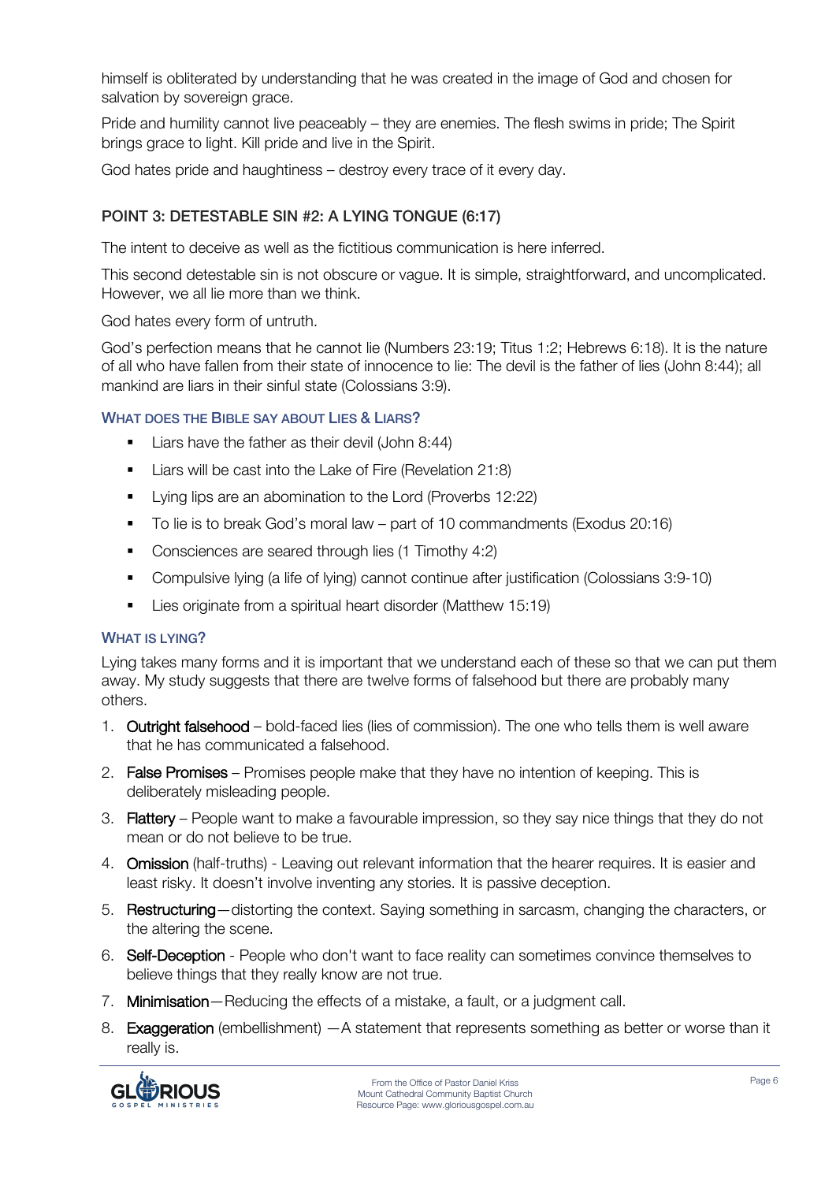himself is obliterated by understanding that he was created in the image of God and chosen for salvation by sovereign grace.

Pride and humility cannot live peaceably – they are enemies. The flesh swims in pride; The Spirit brings grace to light. Kill pride and live in the Spirit.

God hates pride and haughtiness – destroy every trace of it every day.

## POINT 3: DETESTABLE SIN #2: A LYING TONGUE (6:17)

The intent to deceive as well as the fictitious communication is here inferred.

This second detestable sin is not obscure or vague. It is simple, straightforward, and uncomplicated. However, we all lie more than we think.

God hates every form of untruth.

God's perfection means that he cannot lie (Numbers 23:19; Titus 1:2; Hebrews 6:18). It is the nature of all who have fallen from their state of innocence to lie: The devil is the father of lies (John 8:44); all mankind are liars in their sinful state (Colossians 3:9).

### WHAT DOES THE BIBLE SAY ABOUT LIES & LIARS?

- Liars have the father as their devil (John 8:44)
- Liars will be cast into the Lake of Fire (Revelation 21:8)
- Lying lips are an abomination to the Lord (Proverbs 12:22)
- To lie is to break God's moral law – part of 10 commandments (Exodus 20:16)
- Consciences are seared through lies (1 Timothy 4:2)
- Compulsive lying (a life of lying) cannot continue after justification (Colossians 3:9-10)
- Lies originate from a spiritual heart disorder (Matthew 15:19)

### WHAT IS LYING?

Lying takes many forms and it is important that we understand each of these so that we can put them away. My study suggests that there are twelve forms of falsehood but there are probably many others.

1. **Outright falsehood** – bold-faced lies (lies of commission). The one who tells them is well aware that he has communicated a falsehood.
2. **False Promises** – Promises people make that they have no intention of keeping. This is deliberately misleading people.
3. **Flattery** – People want to make a favourable impression, so they say nice things that they do not mean or do not believe to be true.
4. **Omission** (half-truths) - Leaving out relevant information that the hearer requires. It is easier and least risky. It doesn't involve inventing any stories. It is passive deception.
5. **Restructuring**—distorting the context. Saying something in sarcasm, changing the characters, or the altering the scene.
6. **Self-Deception** - People who don't want to face reality can sometimes convince themselves to believe things that they really know are not true.
7. **Minimisation**—Reducing the effects of a mistake, a fault, or a judgment call.
8. **Exaggeration** (embellishment) —A statement that represents something as better or worse than it really is.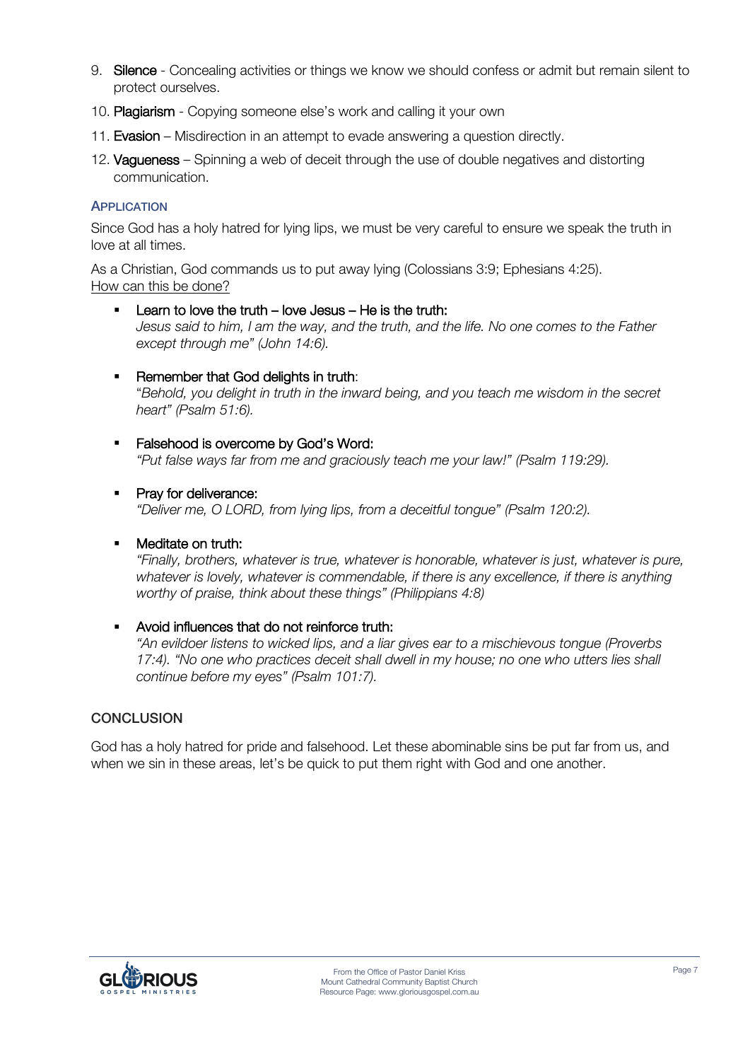9. **Silence** - Concealing activities or things we know we should confess or admit but remain silent to protect ourselves.
10. **Plagiarism** - Copying someone else's work and calling it your own
11. **Evasion** – Misdirection in an attempt to evade answering a question directly.
12. **Vagueness** – Spinning a web of deceit through the use of double negatives and distorting communication.

### APPLICATION

Since God has a holy hatred for lying lips, we must be very careful to ensure we speak the truth in love at all times.

As a Christian, God commands us to put away lying (Colossians 3:9; Ephesians 4:25). How can this be done?

- **Learn to love the truth – love Jesus – He is the truth:**
  *Jesus said to him, I am the way, and the truth, and the life. No one comes to the Father except through me" (John 14:6).*

- **Remember that God delights in truth**:
  "*Behold, you delight in truth in the inward being, and you teach me wisdom in the secret heart" (Psalm 51:6).*

- **Falsehood is overcome by God's Word:**
  *"Put false ways far from me and graciously teach me your law!" (Psalm 119:29).*

- **Pray for deliverance:**
  *"Deliver me, O LORD, from lying lips, from a deceitful tongue" (Psalm 120:2).*

- **Meditate on truth:**
  *"Finally, brothers, whatever is true, whatever is honorable, whatever is just, whatever is pure, whatever is lovely, whatever is commendable, if there is any excellence, if there is anything worthy of praise, think about these things" (Philippians 4:8)*

- **Avoid influences that do not reinforce truth:**
  *"An evildoer listens to wicked lips, and a liar gives ear to a mischievous tongue (Proverbs 17:4). "No one who practices deceit shall dwell in my house; no one who utters lies shall continue before my eyes" (Psalm 101:7).*

### CONCLUSION

God has a holy hatred for pride and falsehood. Let these abominable sins be put far from us, and when we sin in these areas, let's be quick to put them right with God and one another.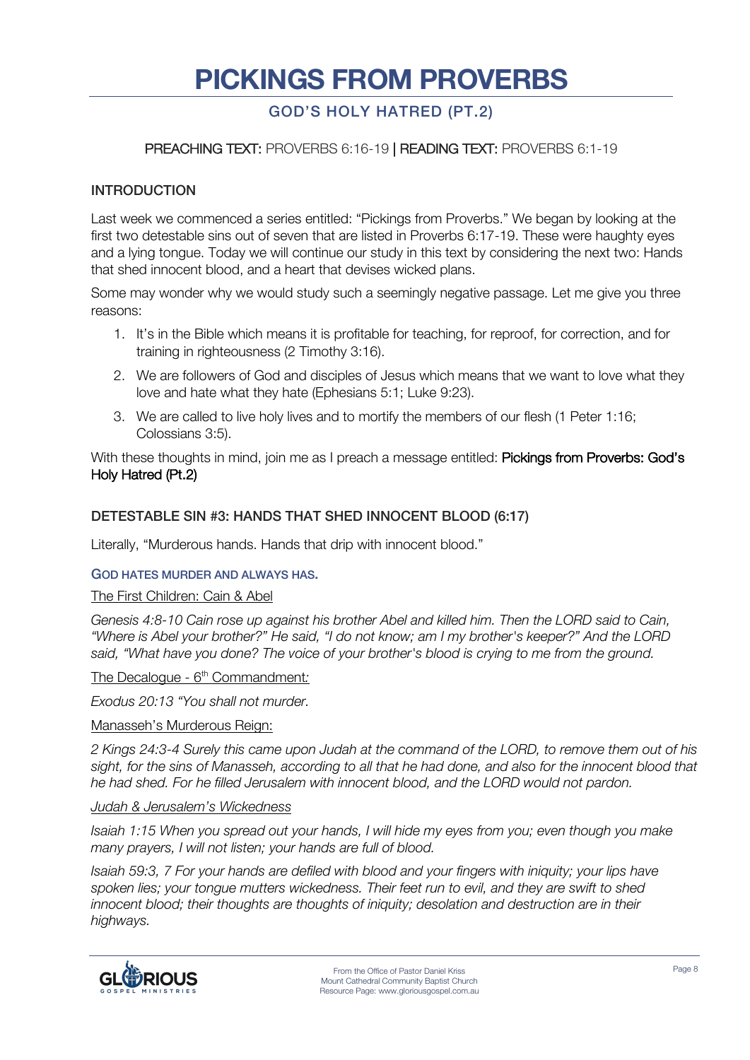# PICKINGS FROM PROVERBS

## GOD'S HOLY HATRED (PT.2)

**PREACHING TEXT:** PROVERBS 6:16-19 | **READING TEXT:** PROVERBS 6:1-19

### INTRODUCTION

Last week we commenced a series entitled: "Pickings from Proverbs." We began by looking at the first two detestable sins out of seven that are listed in Proverbs 6:17-19. These were haughty eyes and a lying tongue. Today we will continue our study in this text by considering the next two: Hands that shed innocent blood, and a heart that devises wicked plans.

Some may wonder why we would study such a seemingly negative passage. Let me give you three reasons:

1. It's in the Bible which means it is profitable for teaching, for reproof, for correction, and for training in righteousness (2 Timothy 3:16).
2. We are followers of God and disciples of Jesus which means that we want to love what they love and hate what they hate (Ephesians 5:1; Luke 9:23).
3. We are called to live holy lives and to mortify the members of our flesh (1 Peter 1:16; Colossians 3:5).

With these thoughts in mind, join me as I preach a message entitled: **Pickings from Proverbs: God's Holy Hatred (Pt.2)**

### DETESTABLE SIN #3: HANDS THAT SHED INNOCENT BLOOD (6:17)

Literally, "Murderous hands. Hands that drip with innocent blood."

#### GOD HATES MURDER AND ALWAYS HAS.

<u>The First Children: Cain & Abel</u>

*Genesis 4:8-10 Cain rose up against his brother Abel and killed him. Then the LORD said to Cain, "Where is Abel your brother?" He said, "I do not know; am I my brother's keeper?" And the LORD said, "What have you done? The voice of your brother's blood is crying to me from the ground.*

<u>The Decalogue - 6th Commandment:</u>

*Exodus 20:13 "You shall not murder.*

<u>Manasseh's Murderous Reign:</u>

*2 Kings 24:3-4 Surely this came upon Judah at the command of the LORD, to remove them out of his sight, for the sins of Manasseh, according to all that he had done, and also for the innocent blood that he had shed. For he filled Jerusalem with innocent blood, and the LORD would not pardon.*

<u>*Judah & Jerusalem's Wickedness*</u>

*Isaiah 1:15 When you spread out your hands, I will hide my eyes from you; even though you make many prayers, I will not listen; your hands are full of blood.*

*Isaiah 59:3, 7 For your hands are defiled with blood and your fingers with iniquity; your lips have spoken lies; your tongue mutters wickedness. Their feet run to evil, and they are swift to shed innocent blood; their thoughts are thoughts of iniquity; desolation and destruction are in their highways.*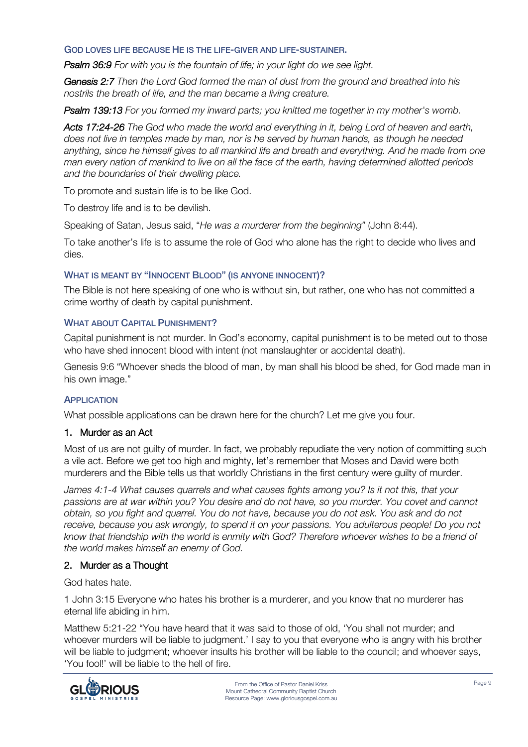### God loves life because He is the life-giver and life-sustainer.

***Psalm 36:9*** *For with you is the fountain of life; in your light do we see light.*

***Genesis 2:7*** *Then the Lord God formed the man of dust from the ground and breathed into his nostrils the breath of life, and the man became a living creature.*

***Psalm 139:13*** *For you formed my inward parts; you knitted me together in my mother's womb.*

***Acts 17:24-26*** *The God who made the world and everything in it, being Lord of heaven and earth, does not live in temples made by man, nor is he served by human hands, as though he needed anything, since he himself gives to all mankind life and breath and everything. And he made from one man every nation of mankind to live on all the face of the earth, having determined allotted periods and the boundaries of their dwelling place.*

To promote and sustain life is to be like God.

To destroy life and is to be devilish.

Speaking of Satan, Jesus said, "*He was a murderer from the beginning*" (John 8:44).

To take another's life is to assume the role of God who alone has the right to decide who lives and dies.

### What is meant by "Innocent Blood" (is anyone innocent)?

The Bible is not here speaking of one who is without sin, but rather, one who has not committed a crime worthy of death by capital punishment.

### What about Capital Punishment?

Capital punishment is not murder. In God's economy, capital punishment is to be meted out to those who have shed innocent blood with intent (not manslaughter or accidental death).

Genesis 9:6 "Whoever sheds the blood of man, by man shall his blood be shed, for God made man in his own image."

### Application

What possible applications can be drawn here for the church? Let me give you four.

#### 1. Murder as an Act

Most of us are not guilty of murder. In fact, we probably repudiate the very notion of committing such a vile act. Before we get too high and mighty, let's remember that Moses and David were both murderers and the Bible tells us that worldly Christians in the first century were guilty of murder.

*James 4:1-4 What causes quarrels and what causes fights among you? Is it not this, that your passions are at war within you? You desire and do not have, so you murder. You covet and cannot obtain, so you fight and quarrel. You do not have, because you do not ask. You ask and do not receive, because you ask wrongly, to spend it on your passions. You adulterous people! Do you not know that friendship with the world is enmity with God? Therefore whoever wishes to be a friend of the world makes himself an enemy of God.*

#### 2. Murder as a Thought

God hates hate.

1 John 3:15 Everyone who hates his brother is a murderer, and you know that no murderer has eternal life abiding in him.

Matthew 5:21-22 "You have heard that it was said to those of old, 'You shall not murder; and whoever murders will be liable to judgment.' I say to you that everyone who is angry with his brother will be liable to judgment; whoever insults his brother will be liable to the council; and whoever says, 'You fool!' will be liable to the hell of fire.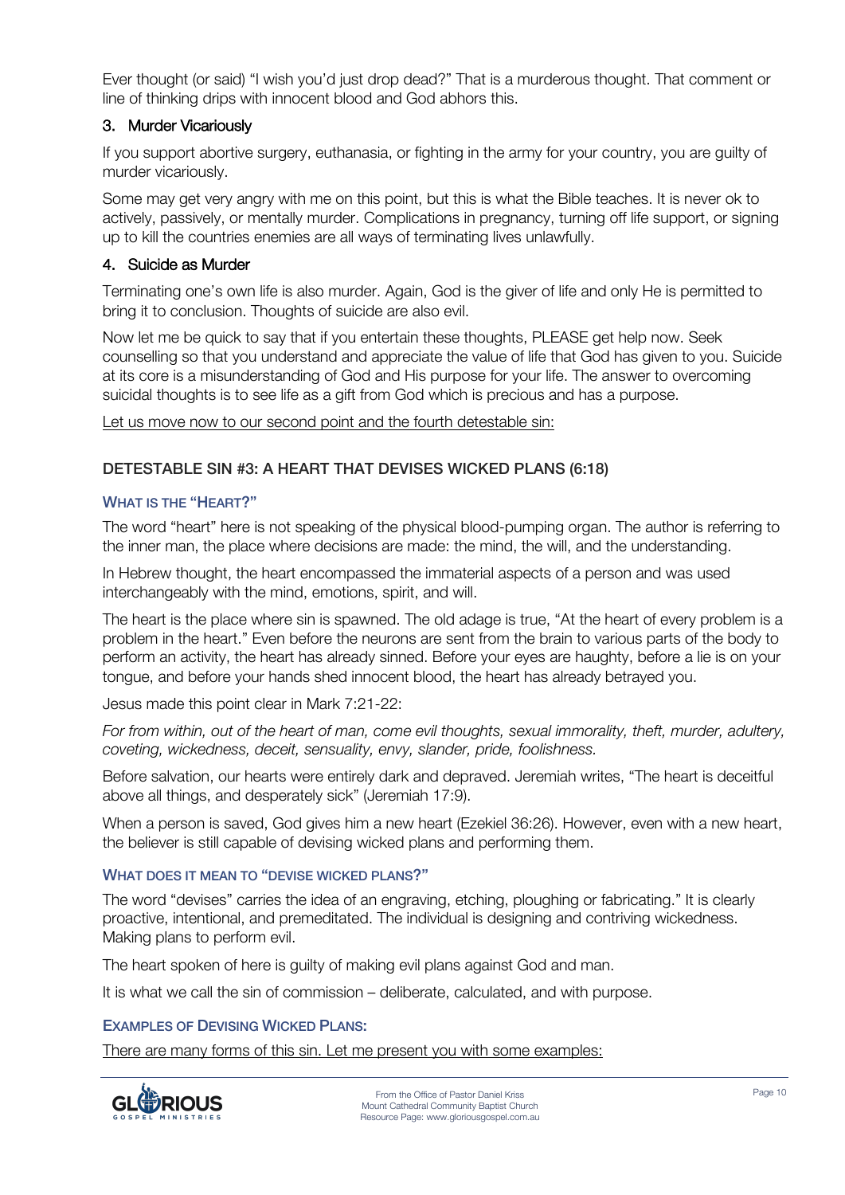Ever thought (or said) "I wish you'd just drop dead?" That is a murderous thought. That comment or line of thinking drips with innocent blood and God abhors this.

### 3. Murder Vicariously

If you support abortive surgery, euthanasia, or fighting in the army for your country, you are guilty of murder vicariously.

Some may get very angry with me on this point, but this is what the Bible teaches. It is never ok to actively, passively, or mentally murder. Complications in pregnancy, turning off life support, or signing up to kill the countries enemies are all ways of terminating lives unlawfully.

### 4. Suicide as Murder

Terminating one's own life is also murder. Again, God is the giver of life and only He is permitted to bring it to conclusion. Thoughts of suicide are also evil.

Now let me be quick to say that if you entertain these thoughts, PLEASE get help now. Seek counselling so that you understand and appreciate the value of life that God has given to you. Suicide at its core is a misunderstanding of God and His purpose for your life. The answer to overcoming suicidal thoughts is to see life as a gift from God which is precious and has a purpose.

<u>Let us move now to our second point and the fourth detestable sin:</u>

## DETESTABLE SIN #3: A HEART THAT DEVISES WICKED PLANS (6:18)

### WHAT IS THE "HEART?"

The word "heart" here is not speaking of the physical blood-pumping organ. The author is referring to the inner man, the place where decisions are made: the mind, the will, and the understanding.

In Hebrew thought, the heart encompassed the immaterial aspects of a person and was used interchangeably with the mind, emotions, spirit, and will.

The heart is the place where sin is spawned. The old adage is true, "At the heart of every problem is a problem in the heart." Even before the neurons are sent from the brain to various parts of the body to perform an activity, the heart has already sinned. Before your eyes are haughty, before a lie is on your tongue, and before your hands shed innocent blood, the heart has already betrayed you.

Jesus made this point clear in Mark 7:21-22:

*For from within, out of the heart of man, come evil thoughts, sexual immorality, theft, murder, adultery, coveting, wickedness, deceit, sensuality, envy, slander, pride, foolishness.*

Before salvation, our hearts were entirely dark and depraved. Jeremiah writes, "The heart is deceitful above all things, and desperately sick" (Jeremiah 17:9).

When a person is saved, God gives him a new heart (Ezekiel 36:26). However, even with a new heart, the believer is still capable of devising wicked plans and performing them.

### WHAT DOES IT MEAN TO "DEVISE WICKED PLANS?"

The word "devises" carries the idea of an engraving, etching, ploughing or fabricating." It is clearly proactive, intentional, and premeditated. The individual is designing and contriving wickedness. Making plans to perform evil.

The heart spoken of here is guilty of making evil plans against God and man.

It is what we call the sin of commission – deliberate, calculated, and with purpose.

### EXAMPLES OF DEVISING WICKED PLANS:

<u>There are many forms of this sin. Let me present you with some examples:</u>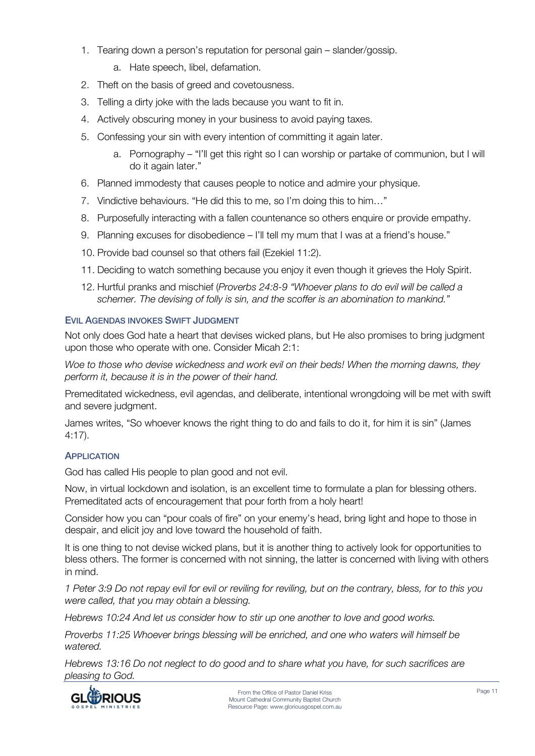1. Tearing down a person's reputation for personal gain – slander/gossip.
    a. Hate speech, libel, defamation.
2. Theft on the basis of greed and covetousness.
3. Telling a dirty joke with the lads because you want to fit in.
4. Actively obscuring money in your business to avoid paying taxes.
5. Confessing your sin with every intention of committing it again later.
    a. Pornography – "I'll get this right so I can worship or partake of communion, but I will do it again later."
6. Planned immodesty that causes people to notice and admire your physique.
7. Vindictive behaviours. "He did this to me, so I'm doing this to him…"
8. Purposefully interacting with a fallen countenance so others enquire or provide empathy.
9. Planning excuses for disobedience – I'll tell my mum that I was at a friend's house."
10. Provide bad counsel so that others fail (Ezekiel 11:2).
11. Deciding to watch something because you enjoy it even though it grieves the Holy Spirit.
12. Hurtful pranks and mischief (*Proverbs 24:8-9 "Whoever plans to do evil will be called a schemer. The devising of folly is sin, and the scoffer is an abomination to mankind."*

### Evil Agendas Invokes Swift Judgment

Not only does God hate a heart that devises wicked plans, but He also promises to bring judgment upon those who operate with one. Consider Micah 2:1:

*Woe to those who devise wickedness and work evil on their beds! When the morning dawns, they perform it, because it is in the power of their hand.*

Premeditated wickedness, evil agendas, and deliberate, intentional wrongdoing will be met with swift and severe judgment.

James writes, "So whoever knows the right thing to do and fails to do it, for him it is sin" (James 4:17).

### Application

God has called His people to plan good and not evil.

Now, in virtual lockdown and isolation, is an excellent time to formulate a plan for blessing others. Premeditated acts of encouragement that pour forth from a holy heart!

Consider how you can "pour coals of fire" on your enemy's head, bring light and hope to those in despair, and elicit joy and love toward the household of faith.

It is one thing to not devise wicked plans, but it is another thing to actively look for opportunities to bless others. The former is concerned with not sinning, the latter is concerned with living with others in mind.

*1 Peter 3:9 Do not repay evil for evil or reviling for reviling, but on the contrary, bless, for to this you were called, that you may obtain a blessing.*

*Hebrews 10:24 And let us consider how to stir up one another to love and good works.*

*Proverbs 11:25 Whoever brings blessing will be enriched, and one who waters will himself be watered.*

*Hebrews 13:16 Do not neglect to do good and to share what you have, for such sacrifices are pleasing to God.*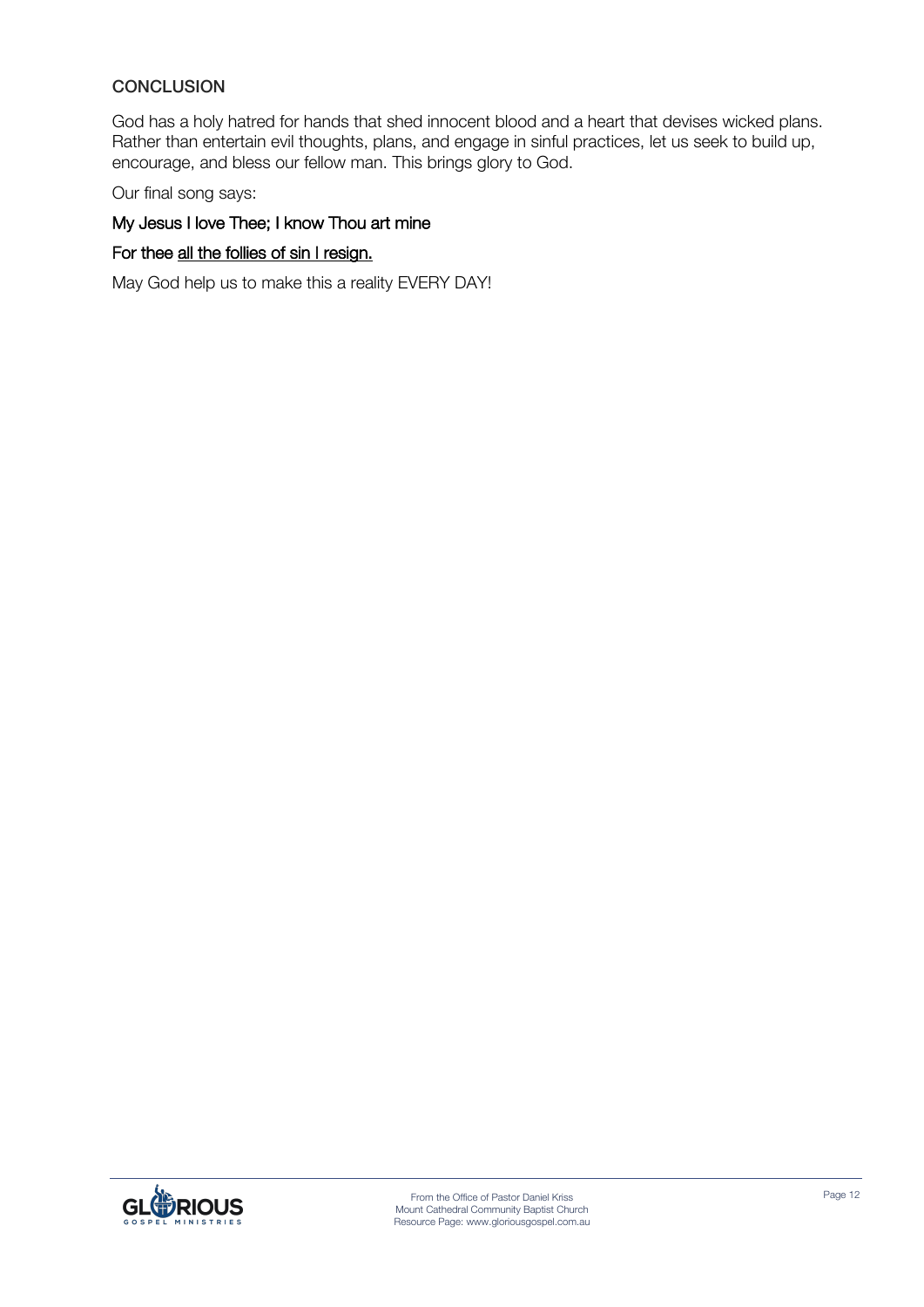## CONCLUSION

God has a holy hatred for hands that shed innocent blood and a heart that devises wicked plans. Rather than entertain evil thoughts, plans, and engage in sinful practices, let us seek to build up, encourage, and bless our fellow man. This brings glory to God.

Our final song says:

My Jesus I love Thee; I know Thou art mine

For thee <u>all the follies of sin I resign.</u>

May God help us to make this a reality EVERY DAY!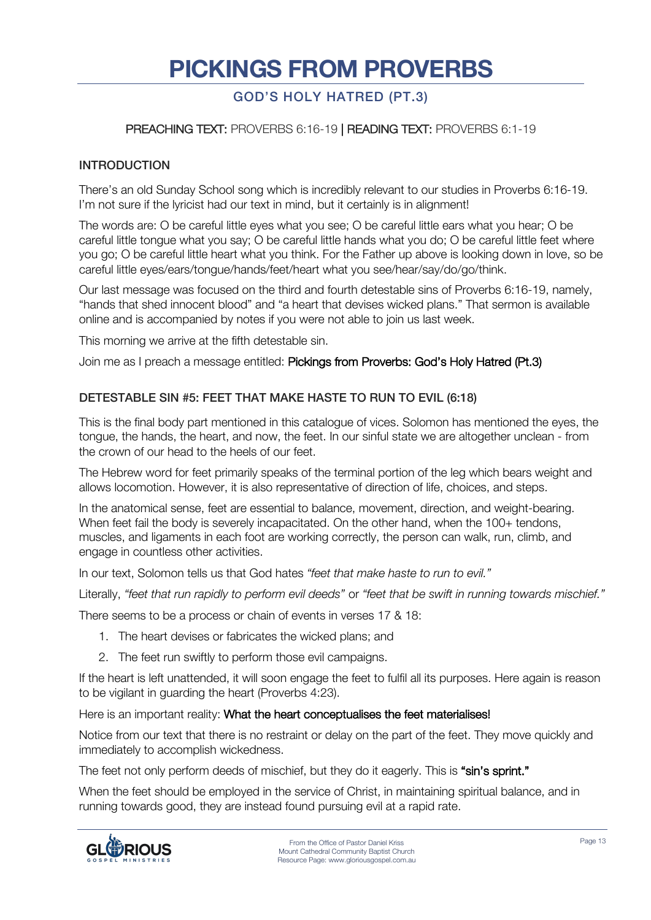# PICKINGS FROM PROVERBS

## GOD'S HOLY HATRED (PT.3)

PREACHING TEXT: PROVERBS 6:16-19 | READING TEXT: PROVERBS 6:1-19

### INTRODUCTION

There's an old Sunday School song which is incredibly relevant to our studies in Proverbs 6:16-19. I'm not sure if the lyricist had our text in mind, but it certainly is in alignment!

The words are: O be careful little eyes what you see; O be careful little ears what you hear; O be careful little tongue what you say; O be careful little hands what you do; O be careful little feet where you go; O be careful little heart what you think. For the Father up above is looking down in love, so be careful little eyes/ears/tongue/hands/feet/heart what you see/hear/say/do/go/think.

Our last message was focused on the third and fourth detestable sins of Proverbs 6:16-19, namely, "hands that shed innocent blood" and "a heart that devises wicked plans." That sermon is available online and is accompanied by notes if you were not able to join us last week.

This morning we arrive at the fifth detestable sin.

Join me as I preach a message entitled: Pickings from Proverbs: God's Holy Hatred (Pt.3)

### DETESTABLE SIN #5: FEET THAT MAKE HASTE TO RUN TO EVIL (6:18)

This is the final body part mentioned in this catalogue of vices. Solomon has mentioned the eyes, the tongue, the hands, the heart, and now, the feet. In our sinful state we are altogether unclean - from the crown of our head to the heels of our feet.

The Hebrew word for feet primarily speaks of the terminal portion of the leg which bears weight and allows locomotion. However, it is also representative of direction of life, choices, and steps.

In the anatomical sense, feet are essential to balance, movement, direction, and weight-bearing. When feet fail the body is severely incapacitated. On the other hand, when the 100+ tendons, muscles, and ligaments in each foot are working correctly, the person can walk, run, climb, and engage in countless other activities.

In our text, Solomon tells us that God hates *"feet that make haste to run to evil."*

Literally, *"feet that run rapidly to perform evil deeds"* or *"feet that be swift in running towards mischief."*

There seems to be a process or chain of events in verses 17 & 18:

1. The heart devises or fabricates the wicked plans; and
2. The feet run swiftly to perform those evil campaigns.

If the heart is left unattended, it will soon engage the feet to fulfil all its purposes. Here again is reason to be vigilant in guarding the heart (Proverbs 4:23).

Here is an important reality: **What the heart conceptualises the feet materialises!**

Notice from our text that there is no restraint or delay on the part of the feet. They move quickly and immediately to accomplish wickedness.

The feet not only perform deeds of mischief, but they do it eagerly. This is **"sin's sprint."**

When the feet should be employed in the service of Christ, in maintaining spiritual balance, and in running towards good, they are instead found pursuing evil at a rapid rate.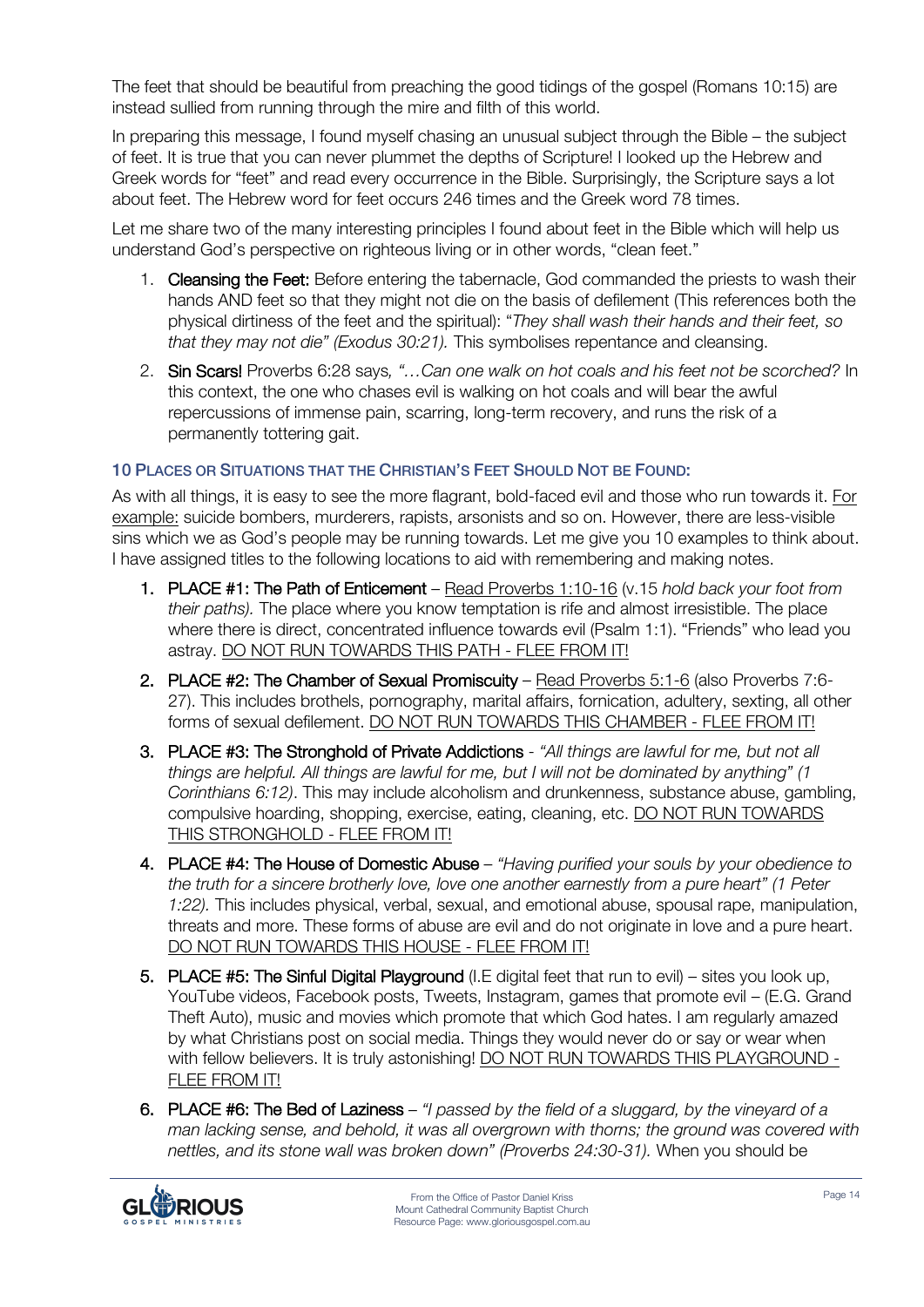The feet that should be beautiful from preaching the good tidings of the gospel (Romans 10:15) are instead sullied from running through the mire and filth of this world.

In preparing this message, I found myself chasing an unusual subject through the Bible – the subject of feet. It is true that you can never plummet the depths of Scripture! I looked up the Hebrew and Greek words for "feet" and read every occurrence in the Bible. Surprisingly, the Scripture says a lot about feet. The Hebrew word for feet occurs 246 times and the Greek word 78 times.

Let me share two of the many interesting principles I found about feet in the Bible which will help us understand God's perspective on righteous living or in other words, "clean feet."

1. **Cleansing the Feet:** Before entering the tabernacle, God commanded the priests to wash their hands AND feet so that they might not die on the basis of defilement (This references both the physical dirtiness of the feet and the spiritual): "*They shall wash their hands and their feet, so that they may not die" (Exodus 30:21).* This symbolises repentance and cleansing.
2. **Sin Scars!** Proverbs 6:28 says*, "…Can one walk on hot coals and his feet not be scorched?* In this context, the one who chases evil is walking on hot coals and will bear the awful repercussions of immense pain, scarring, long-term recovery, and runs the risk of a permanently tottering gait.

### 10 Places or Situations that the Christian's Feet Should Not be Found:

As with all things, it is easy to see the more flagrant, bold-faced evil and those who run towards it. <u>For example:</u> suicide bombers, murderers, rapists, arsonists and so on. However, there are less-visible sins which we as God's people may be running towards. Let me give you 10 examples to think about. I have assigned titles to the following locations to aid with remembering and making notes.

1. **PLACE #1: The Path of Enticement** – <u>Read Proverbs 1:10-16</u> (v.15 *hold back your foot from their paths).* The place where you know temptation is rife and almost irresistible. The place where there is direct, concentrated influence towards evil (Psalm 1:1). "Friends" who lead you astray. <u>DO NOT RUN TOWARDS THIS PATH - FLEE FROM IT!</u>
2. **PLACE #2: The Chamber of Sexual Promiscuity** – <u>Read Proverbs 5:1-6</u> (also Proverbs 7:6-27). This includes brothels, pornography, marital affairs, fornication, adultery, sexting, all other forms of sexual defilement. <u>DO NOT RUN TOWARDS THIS CHAMBER - FLEE FROM IT!</u>
3. **PLACE #3: The Stronghold of Private Addictions** - *"All things are lawful for me, but not all things are helpful. All things are lawful for me, but I will not be dominated by anything" (1 Corinthians 6:12)*. This may include alcoholism and drunkenness, substance abuse, gambling, compulsive hoarding, shopping, exercise, eating, cleaning, etc. <u>DO NOT RUN TOWARDS THIS STRONGHOLD - FLEE FROM IT!</u>
4. **PLACE #4: The House of Domestic Abuse** – *"Having purified your souls by your obedience to the truth for a sincere brotherly love, love one another earnestly from a pure heart" (1 Peter 1:22).* This includes physical, verbal, sexual, and emotional abuse, spousal rape, manipulation, threats and more. These forms of abuse are evil and do not originate in love and a pure heart. <u>DO NOT RUN TOWARDS THIS HOUSE - FLEE FROM IT!</u>
5. **PLACE #5: The Sinful Digital Playground** (I.E digital feet that run to evil) – sites you look up, YouTube videos, Facebook posts, Tweets, Instagram, games that promote evil – (E.G. Grand Theft Auto), music and movies which promote that which God hates. I am regularly amazed by what Christians post on social media. Things they would never do or say or wear when with fellow believers. It is truly astonishing! <u>DO NOT RUN TOWARDS THIS PLAYGROUND - FLEE FROM IT!</u>
6. **PLACE #6: The Bed of Laziness** – *"I passed by the field of a sluggard, by the vineyard of a man lacking sense, and behold, it was all overgrown with thorns; the ground was covered with nettles, and its stone wall was broken down" (Proverbs 24:30-31).* When you should be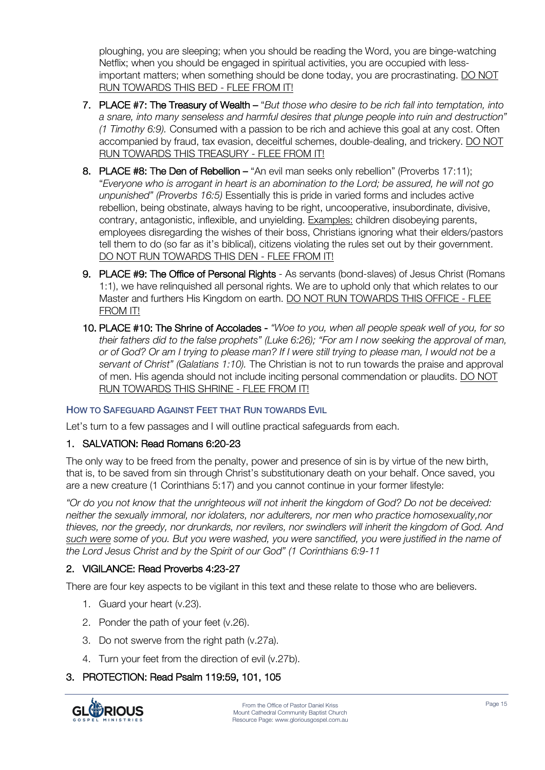ploughing, you are sleeping; when you should be reading the Word, you are binge-watching Netflix; when you should be engaged in spiritual activities, you are occupied with less-important matters; when something should be done today, you are procrastinating. <u>DO NOT RUN TOWARDS THIS BED - FLEE FROM IT!</u>

7. **PLACE #7: The Treasury of Wealth** – "*But those who desire to be rich fall into temptation, into a snare, into many senseless and harmful desires that plunge people into ruin and destruction" (1 Timothy 6:9).* Consumed with a passion to be rich and achieve this goal at any cost. Often accompanied by fraud, tax evasion, deceitful schemes, double-dealing, and trickery. <u>DO NOT RUN TOWARDS THIS TREASURY - FLEE FROM IT!</u>
8. **PLACE #8: The Den of Rebellion** – "An evil man seeks only rebellion" (Proverbs 17:11); "*Everyone who is arrogant in heart is an abomination to the Lord; be assured, he will not go unpunished" (Proverbs 16:5)* Essentially this is pride in varied forms and includes active rebellion, being obstinate, always having to be right, uncooperative, insubordinate, divisive, contrary, antagonistic, inflexible, and unyielding. <u>Examples:</u> children disobeying parents, employees disregarding the wishes of their boss, Christians ignoring what their elders/pastors tell them to do (so far as it's biblical), citizens violating the rules set out by their government. <u>DO NOT RUN TOWARDS THIS DEN - FLEE FROM IT!</u>
9. **PLACE #9: The Office of Personal Rights** - As servants (bond-slaves) of Jesus Christ (Romans 1:1), we have relinquished all personal rights. We are to uphold only that which relates to our Master and furthers His Kingdom on earth. <u>DO NOT RUN TOWARDS THIS OFFICE - FLEE FROM IT!</u>
10. **PLACE #10: The Shrine of Accolades** - *"Woe to you, when all people speak well of you, for so their fathers did to the false prophets" (Luke 6:26); "For am I now seeking the approval of man, or of God? Or am I trying to please man? If I were still trying to please man, I would not be a servant of Christ" (Galatians 1:10).* The Christian is not to run towards the praise and approval of men. His agenda should not include inciting personal commendation or plaudits. <u>DO NOT RUN TOWARDS THIS SHRINE - FLEE FROM IT!</u>

### How to Safeguard Against Feet that Run towards Evil

Let's turn to a few passages and I will outline practical safeguards from each.

#### 1. SALVATION: Read Romans 6:20-23

The only way to be freed from the penalty, power and presence of sin is by virtue of the new birth, that is, to be saved from sin through Christ's substitutionary death on your behalf. Once saved, you are a new creature (1 Corinthians 5:17) and you cannot continue in your former lifestyle:

*"Or do you not know that the unrighteous will not inherit the kingdom of God? Do not be deceived: neither the sexually immoral, nor idolaters, nor adulterers, nor men who practice homosexuality,nor thieves, nor the greedy, nor drunkards, nor revilers, nor swindlers will inherit the kingdom of God. And <u>such were</u> some of you. But you were washed, you were sanctified, you were justified in the name of the Lord Jesus Christ and by the Spirit of our God" (1 Corinthians 6:9-11*

#### 2. VIGILANCE: Read Proverbs 4:23-27

There are four key aspects to be vigilant in this text and these relate to those who are believers.

1. Guard your heart (v.23).
2. Ponder the path of your feet (v.26).
3. Do not swerve from the right path (v.27a).
4. Turn your feet from the direction of evil (v.27b).

#### 3. PROTECTION: Read Psalm 119:59, 101, 105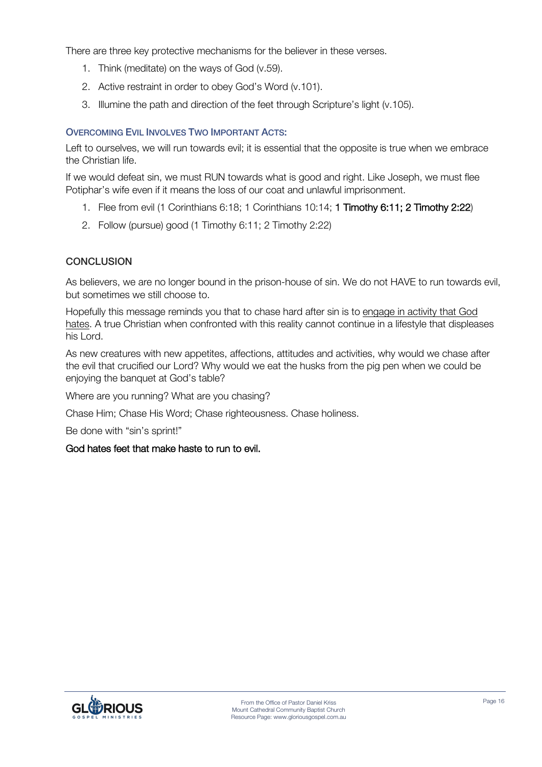There are three key protective mechanisms for the believer in these verses.

1. Think (meditate) on the ways of God (v.59).
2. Active restraint in order to obey God's Word (v.101).
3. Illumine the path and direction of the feet through Scripture's light (v.105).

### Overcoming Evil Involves Two Important Acts:

Left to ourselves, we will run towards evil; it is essential that the opposite is true when we embrace the Christian life.

If we would defeat sin, we must RUN towards what is good and right. Like Joseph, we must flee Potiphar's wife even if it means the loss of our coat and unlawful imprisonment.

1. Flee from evil (1 Corinthians 6:18; 1 Corinthians 10:14; 1 Timothy 6:11; 2 Timothy 2:22)
2. Follow (pursue) good (1 Timothy 6:11; 2 Timothy 2:22)

## CONCLUSION

As believers, we are no longer bound in the prison-house of sin. We do not HAVE to run towards evil, but sometimes we still choose to.

Hopefully this message reminds you that to chase hard after sin is to engage in activity that God hates. A true Christian when confronted with this reality cannot continue in a lifestyle that displeases his Lord.

As new creatures with new appetites, affections, attitudes and activities, why would we chase after the evil that crucified our Lord? Why would we eat the husks from the pig pen when we could be enjoying the banquet at God's table?

Where are you running? What are you chasing?

Chase Him; Chase His Word; Chase righteousness. Chase holiness.

Be done with "sin's sprint!"

God hates feet that make haste to run to evil.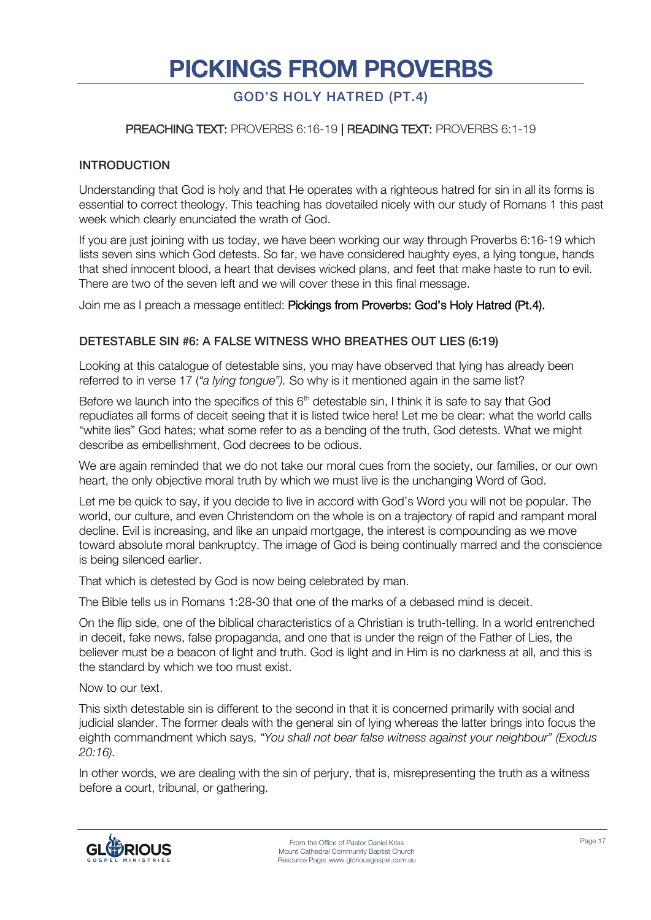# PICKINGS FROM PROVERBS

## GOD'S HOLY HATRED (PT.4)

**PREACHING TEXT:** PROVERBS 6:16-19 | **READING TEXT:** PROVERBS 6:1-19

### INTRODUCTION

Understanding that God is holy and that He operates with a righteous hatred for sin in all its forms is essential to correct theology. This teaching has dovetailed nicely with our study of Romans 1 this past week which clearly enunciated the wrath of God.

If you are just joining with us today, we have been working our way through Proverbs 6:16-19 which lists seven sins which God detests. So far, we have considered haughty eyes, a lying tongue, hands that shed innocent blood, a heart that devises wicked plans, and feet that make haste to run to evil. There are two of the seven left and we will cover these in this final message.

Join me as I preach a message entitled: **Pickings from Proverbs: God's Holy Hatred (Pt.4).**

### DETESTABLE SIN #6: A FALSE WITNESS WHO BREATHES OUT LIES (6:19)

Looking at this catalogue of detestable sins, you may have observed that lying has already been referred to in verse 17 (*"a lying tongue").* So why is it mentioned again in the same list?

Before we launch into the specifics of this 6th detestable sin, I think it is safe to say that God repudiates all forms of deceit seeing that it is listed twice here! Let me be clear: what the world calls "white lies" God hates; what some refer to as a bending of the truth, God detests. What we might describe as embellishment, God decrees to be odious.

We are again reminded that we do not take our moral cues from the society, our families, or our own heart, the only objective moral truth by which we must live is the unchanging Word of God.

Let me be quick to say, if you decide to live in accord with God's Word you will not be popular. The world, our culture, and even Christendom on the whole is on a trajectory of rapid and rampant moral decline. Evil is increasing, and like an unpaid mortgage, the interest is compounding as we move toward absolute moral bankruptcy. The image of God is being continually marred and the conscience is being silenced earlier.

That which is detested by God is now being celebrated by man.

The Bible tells us in Romans 1:28-30 that one of the marks of a debased mind is deceit.

On the flip side, one of the biblical characteristics of a Christian is truth-telling. In a world entrenched in deceit, fake news, false propaganda, and one that is under the reign of the Father of Lies, the believer must be a beacon of light and truth. God is light and in Him is no darkness at all, and this is the standard by which we too must exist.

Now to our text.

This sixth detestable sin is different to the second in that it is concerned primarily with social and judicial slander. The former deals with the general sin of lying whereas the latter brings into focus the eighth commandment which says, *"You shall not bear false witness against your neighbour" (Exodus 20:16).*

In other words, we are dealing with the sin of perjury, that is, misrepresenting the truth as a witness before a court, tribunal, or gathering.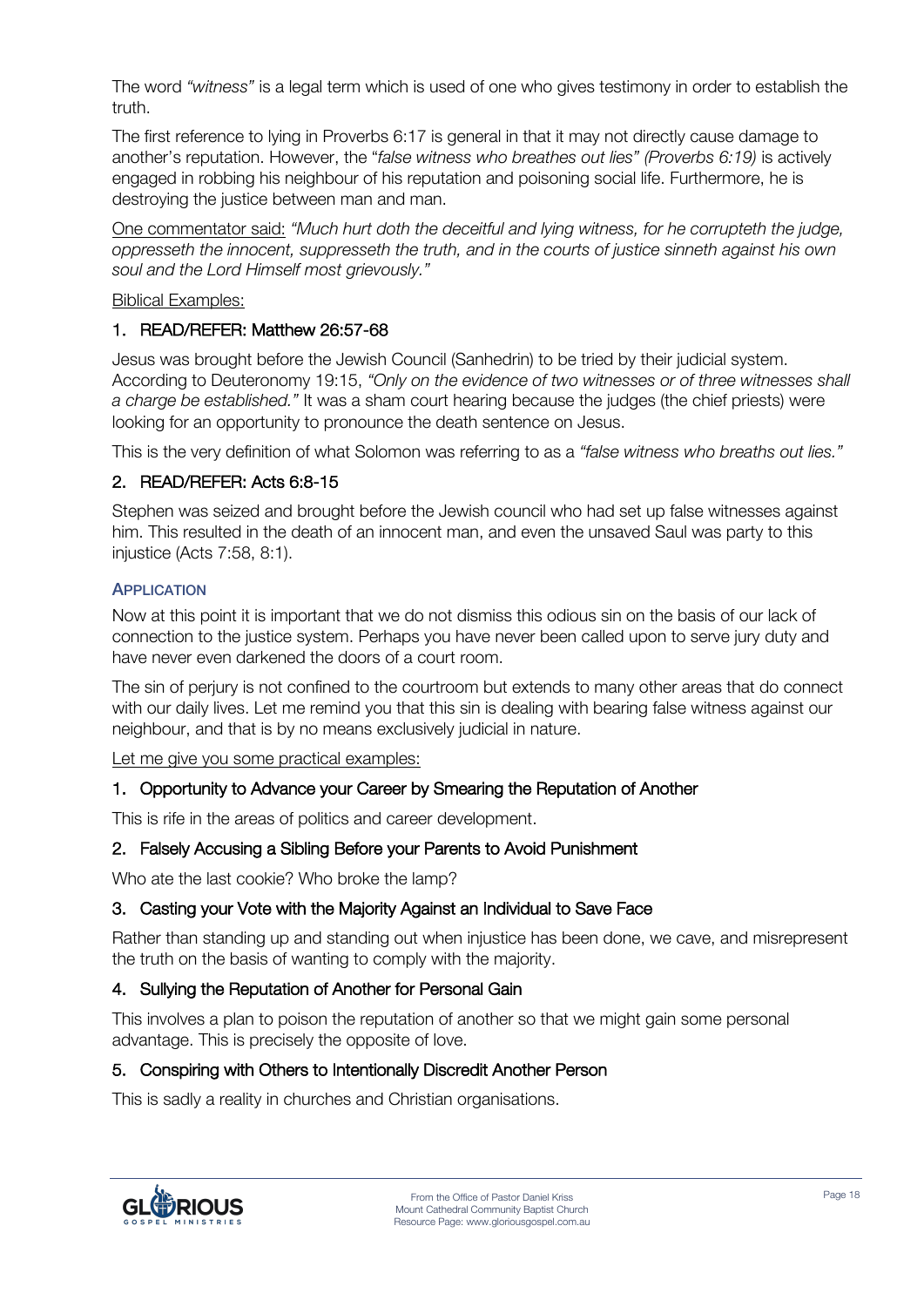The word *"witness"* is a legal term which is used of one who gives testimony in order to establish the truth.

The first reference to lying in Proverbs 6:17 is general in that it may not directly cause damage to another's reputation. However, the "*false witness who breathes out lies" (Proverbs 6:19)* is actively engaged in robbing his neighbour of his reputation and poisoning social life. Furthermore, he is destroying the justice between man and man.

<u>One commentator said:</u> *"Much hurt doth the deceitful and lying witness, for he corrupteth the judge, oppresseth the innocent, suppresseth the truth, and in the courts of justice sinneth against his own soul and the Lord Himself most grievously."*

<u>Biblical Examples:</u>

1. READ/REFER: Matthew 26:57-68

Jesus was brought before the Jewish Council (Sanhedrin) to be tried by their judicial system. According to Deuteronomy 19:15, *"Only on the evidence of two witnesses or of three witnesses shall a charge be established."* It was a sham court hearing because the judges (the chief priests) were looking for an opportunity to pronounce the death sentence on Jesus.

This is the very definition of what Solomon was referring to as a *"false witness who breaths out lies."*

2. READ/REFER: Acts 6:8-15

Stephen was seized and brought before the Jewish council who had set up false witnesses against him. This resulted in the death of an innocent man, and even the unsaved Saul was party to this injustice (Acts 7:58, 8:1).

### APPLICATION

Now at this point it is important that we do not dismiss this odious sin on the basis of our lack of connection to the justice system. Perhaps you have never been called upon to serve jury duty and have never even darkened the doors of a court room.

The sin of perjury is not confined to the courtroom but extends to many other areas that do connect with our daily lives. Let me remind you that this sin is dealing with bearing false witness against our neighbour, and that is by no means exclusively judicial in nature.

<u>Let me give you some practical examples:</u>

1. Opportunity to Advance your Career by Smearing the Reputation of Another

This is rife in the areas of politics and career development.

2. Falsely Accusing a Sibling Before your Parents to Avoid Punishment

Who ate the last cookie? Who broke the lamp?

3. Casting your Vote with the Majority Against an Individual to Save Face

Rather than standing up and standing out when injustice has been done, we cave, and misrepresent the truth on the basis of wanting to comply with the majority.

4. Sullying the Reputation of Another for Personal Gain

This involves a plan to poison the reputation of another so that we might gain some personal advantage. This is precisely the opposite of love.

5. Conspiring with Others to Intentionally Discredit Another Person

This is sadly a reality in churches and Christian organisations.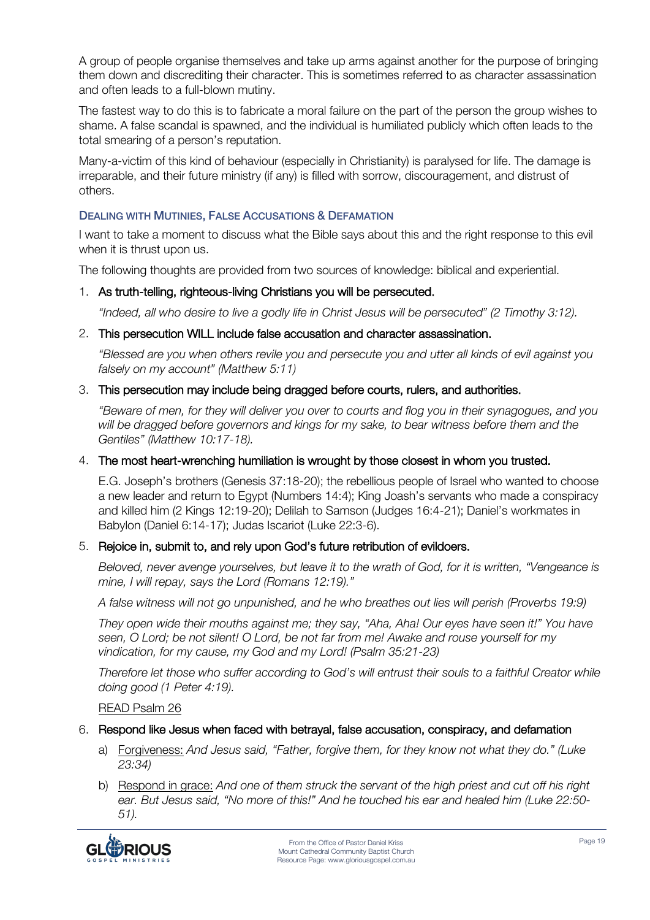A group of people organise themselves and take up arms against another for the purpose of bringing them down and discrediting their character. This is sometimes referred to as character assassination and often leads to a full-blown mutiny.

The fastest way to do this is to fabricate a moral failure on the part of the person the group wishes to shame. A false scandal is spawned, and the individual is humiliated publicly which often leads to the total smearing of a person's reputation.

Many-a-victim of this kind of behaviour (especially in Christianity) is paralysed for life. The damage is irreparable, and their future ministry (if any) is filled with sorrow, discouragement, and distrust of others.

### Dealing with Mutinies, False Accusations & Defamation

I want to take a moment to discuss what the Bible says about this and the right response to this evil when it is thrust upon us.

The following thoughts are provided from two sources of knowledge: biblical and experiential.

1. **As truth-telling, righteous-living Christians you will be persecuted.**

   *"Indeed, all who desire to live a godly life in Christ Jesus will be persecuted" (2 Timothy 3:12).*

2. **This persecution WILL include false accusation and character assassination.**

   *"Blessed are you when others revile you and persecute you and utter all kinds of evil against you falsely on my account" (Matthew 5:11)*

3. **This persecution may include being dragged before courts, rulers, and authorities.**

   *"Beware of men, for they will deliver you over to courts and flog you in their synagogues, and you will be dragged before governors and kings for my sake, to bear witness before them and the Gentiles" (Matthew 10:17-18).*

4. **The most heart-wrenching humiliation is wrought by those closest in whom you trusted.**

   E.G. Joseph's brothers (Genesis 37:18-20); the rebellious people of Israel who wanted to choose a new leader and return to Egypt (Numbers 14:4); King Joash's servants who made a conspiracy and killed him (2 Kings 12:19-20); Delilah to Samson (Judges 16:4-21); Daniel's workmates in Babylon (Daniel 6:14-17); Judas Iscariot (Luke 22:3-6).

5. **Rejoice in, submit to, and rely upon God's future retribution of evildoers.**

   *Beloved, never avenge yourselves, but leave it to the wrath of God, for it is written, "Vengeance is mine, I will repay, says the Lord (Romans 12:19)."*

   *A false witness will not go unpunished, and he who breathes out lies will perish (Proverbs 19:9)*

   *They open wide their mouths against me; they say, "Aha, Aha! Our eyes have seen it!" You have seen, O Lord; be not silent! O Lord, be not far from me! Awake and rouse yourself for my vindication, for my cause, my God and my Lord! (Psalm 35:21-23)*

   *Therefore let those who suffer according to God's will entrust their souls to a faithful Creator while doing good (1 Peter 4:19).*

   READ Psalm 26

6. **Respond like Jesus when faced with betrayal, false accusation, conspiracy, and defamation**

   a) Forgiveness: *And Jesus said, "Father, forgive them, for they know not what they do." (Luke 23:34)*

   b) Respond in grace: *And one of them struck the servant of the high priest and cut off his right ear. But Jesus said, "No more of this!" And he touched his ear and healed him (Luke 22:50-51).*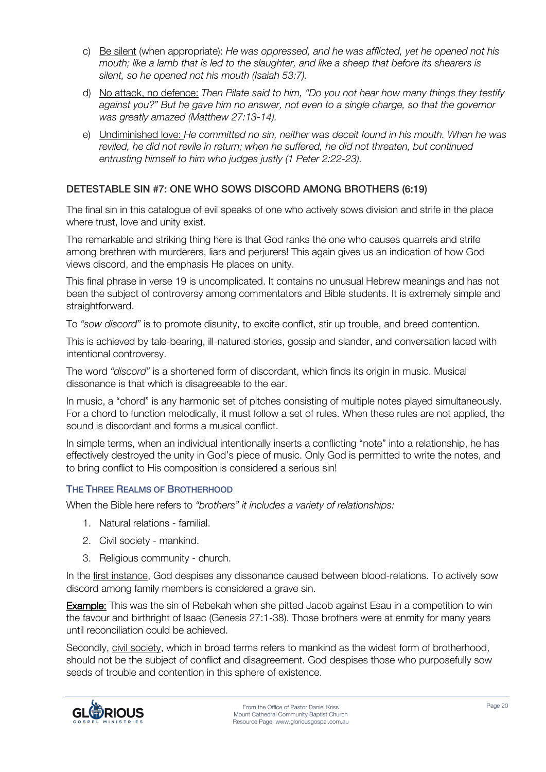c) Be silent (when appropriate): *He was oppressed, and he was afflicted, yet he opened not his mouth; like a lamb that is led to the slaughter, and like a sheep that before its shearers is silent, so he opened not his mouth (Isaiah 53:7).*

d) No attack, no defence: *Then Pilate said to him, "Do you not hear how many things they testify against you?" But he gave him no answer, not even to a single charge, so that the governor was greatly amazed (Matthew 27:13-14).*

e) Undiminished love: *He committed no sin, neither was deceit found in his mouth. When he was reviled, he did not revile in return; when he suffered, he did not threaten, but continued entrusting himself to him who judges justly (1 Peter 2:22-23).*

## DETESTABLE SIN #7: ONE WHO SOWS DISCORD AMONG BROTHERS (6:19)

The final sin in this catalogue of evil speaks of one who actively sows division and strife in the place where trust, love and unity exist.

The remarkable and striking thing here is that God ranks the one who causes quarrels and strife among brethren with murderers, liars and perjurers! This again gives us an indication of how God views discord, and the emphasis He places on unity.

This final phrase in verse 19 is uncomplicated. It contains no unusual Hebrew meanings and has not been the subject of controversy among commentators and Bible students. It is extremely simple and straightforward.

To *"sow discord"* is to promote disunity, to excite conflict, stir up trouble, and breed contention.

This is achieved by tale-bearing, ill-natured stories, gossip and slander, and conversation laced with intentional controversy.

The word *"discord"* is a shortened form of discordant, which finds its origin in music. Musical dissonance is that which is disagreeable to the ear.

In music, a "chord" is any harmonic set of pitches consisting of multiple notes played simultaneously. For a chord to function melodically, it must follow a set of rules. When these rules are not applied, the sound is discordant and forms a musical conflict.

In simple terms, when an individual intentionally inserts a conflicting "note" into a relationship, he has effectively destroyed the unity in God's piece of music. Only God is permitted to write the notes, and to bring conflict to His composition is considered a serious sin!

### THE THREE REALMS OF BROTHERHOOD

When the Bible here refers to *"brothers" it includes a variety of relationships:*

1. Natural relations - familial.
2. Civil society - mankind.
3. Religious community - church.

In the first instance, God despises any dissonance caused between blood-relations. To actively sow discord among family members is considered a grave sin.

**Example:** This was the sin of Rebekah when she pitted Jacob against Esau in a competition to win the favour and birthright of Isaac (Genesis 27:1-38). Those brothers were at enmity for many years until reconciliation could be achieved.

Secondly, civil society, which in broad terms refers to mankind as the widest form of brotherhood, should not be the subject of conflict and disagreement. God despises those who purposefully sow seeds of trouble and contention in this sphere of existence.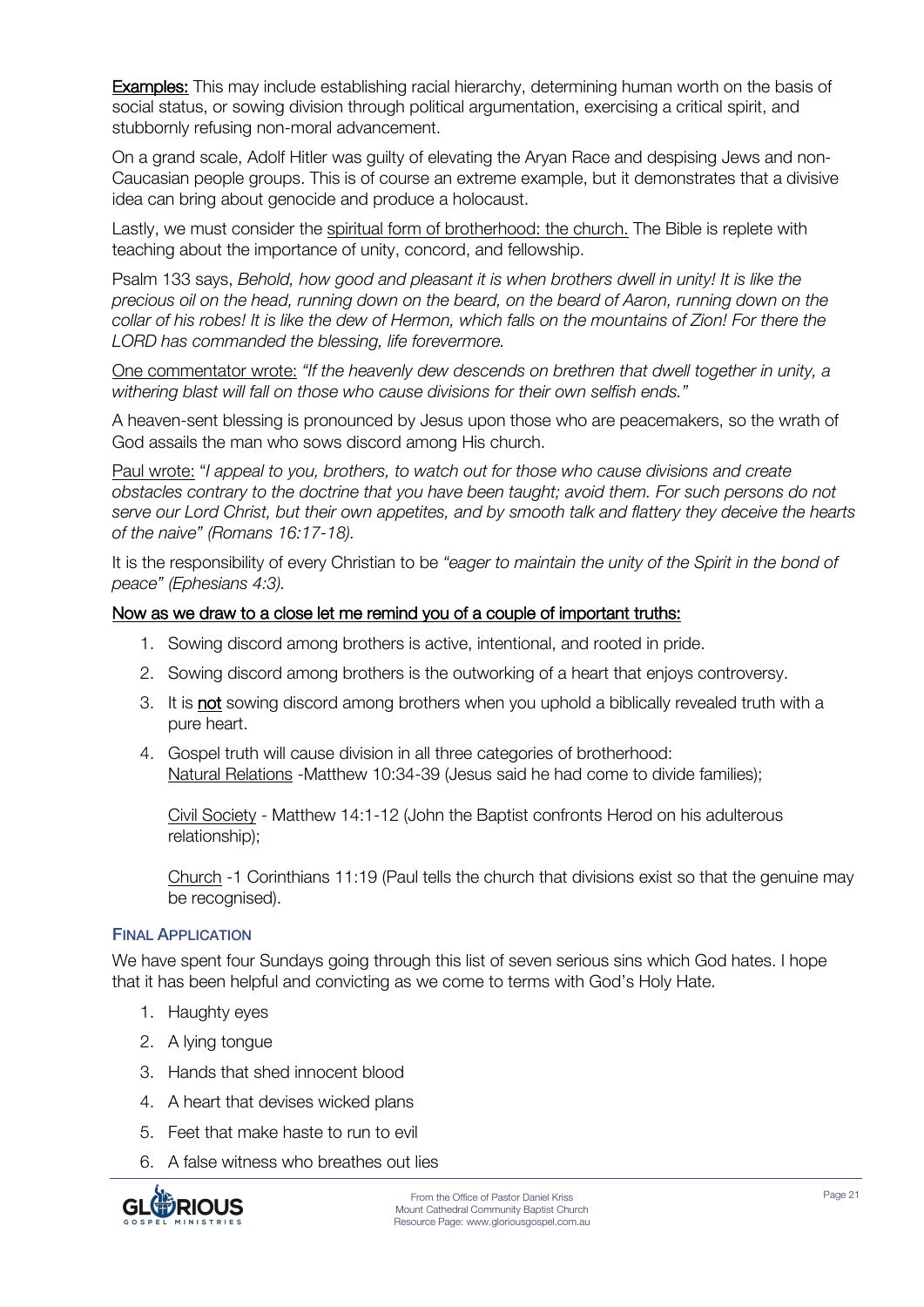**Examples:** This may include establishing racial hierarchy, determining human worth on the basis of social status, or sowing division through political argumentation, exercising a critical spirit, and stubbornly refusing non-moral advancement.

On a grand scale, Adolf Hitler was guilty of elevating the Aryan Race and despising Jews and non-Caucasian people groups. This is of course an extreme example, but it demonstrates that a divisive idea can bring about genocide and produce a holocaust.

Lastly, we must consider the spiritual form of brotherhood: the church. The Bible is replete with teaching about the importance of unity, concord, and fellowship.

Psalm 133 says, *Behold, how good and pleasant it is when brothers dwell in unity! It is like the precious oil on the head, running down on the beard, on the beard of Aaron, running down on the collar of his robes! It is like the dew of Hermon, which falls on the mountains of Zion! For there the LORD has commanded the blessing, life forevermore.*

One commentator wrote: *"If the heavenly dew descends on brethren that dwell together in unity, a withering blast will fall on those who cause divisions for their own selfish ends."*

A heaven-sent blessing is pronounced by Jesus upon those who are peacemakers, so the wrath of God assails the man who sows discord among His church.

Paul wrote: "*I appeal to you, brothers, to watch out for those who cause divisions and create obstacles contrary to the doctrine that you have been taught; avoid them. For such persons do not serve our Lord Christ, but their own appetites, and by smooth talk and flattery they deceive the hearts of the naive" (Romans 16:17-18).*

It is the responsibility of every Christian to be *"eager to maintain the unity of the Spirit in the bond of peace" (Ephesians 4:3).*

Now as we draw to a close let me remind you of a couple of important truths:

1. Sowing discord among brothers is active, intentional, and rooted in pride.
2. Sowing discord among brothers is the outworking of a heart that enjoys controversy.
3. It is **not** sowing discord among brothers when you uphold a biblically revealed truth with a pure heart.
4. Gospel truth will cause division in all three categories of brotherhood:
   Natural Relations -Matthew 10:34-39 (Jesus said he had come to divide families);

   Civil Society - Matthew 14:1-12 (John the Baptist confronts Herod on his adulterous relationship);

   Church -1 Corinthians 11:19 (Paul tells the church that divisions exist so that the genuine may be recognised).

### Final Application

We have spent four Sundays going through this list of seven serious sins which God hates. I hope that it has been helpful and convicting as we come to terms with God's Holy Hate.

1. Haughty eyes
2. A lying tongue
3. Hands that shed innocent blood
4. A heart that devises wicked plans
5. Feet that make haste to run to evil
6. A false witness who breathes out lies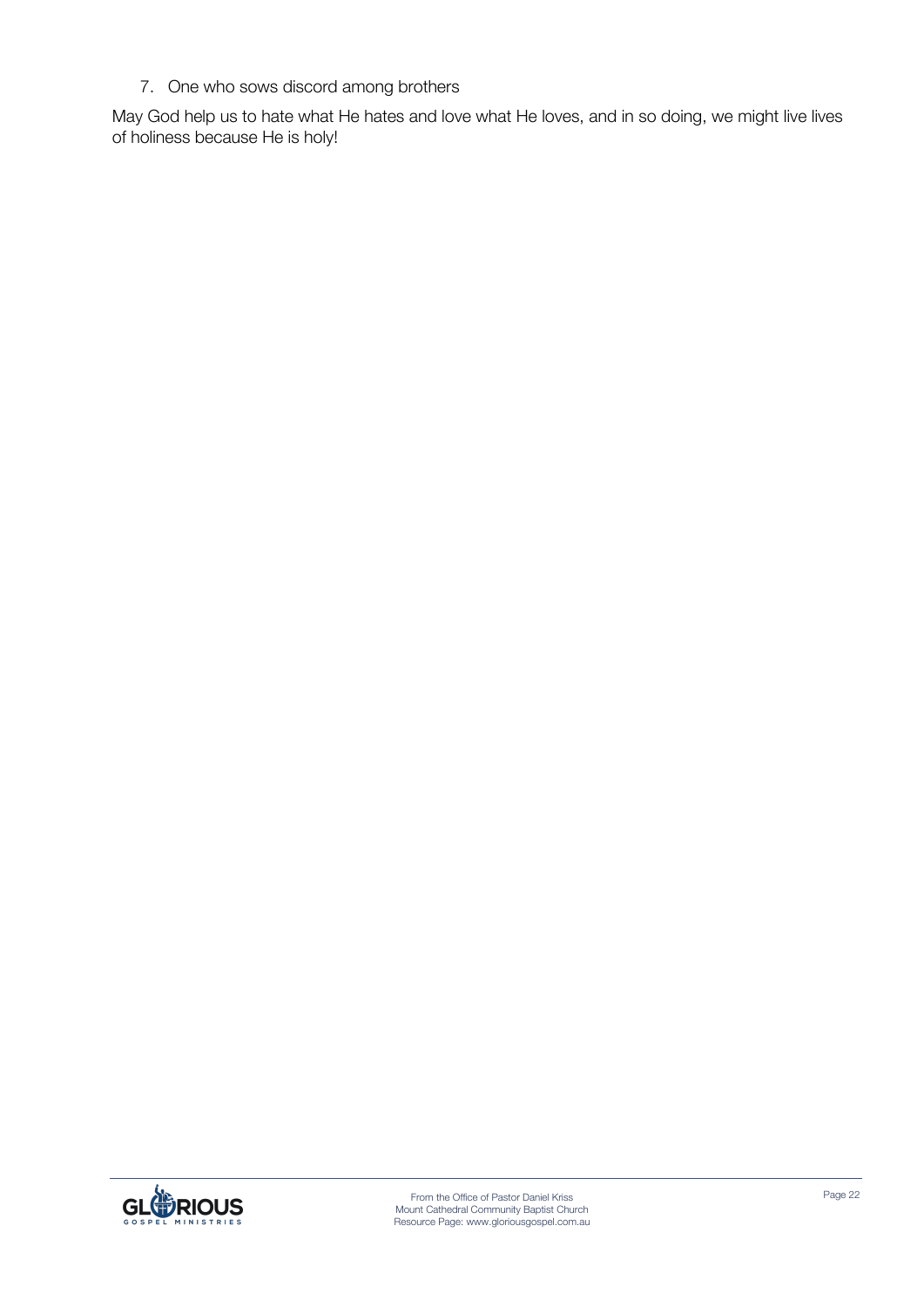7. One who sows discord among brothers

May God help us to hate what He hates and love what He loves, and in so doing, we might live lives of holiness because He is holy!